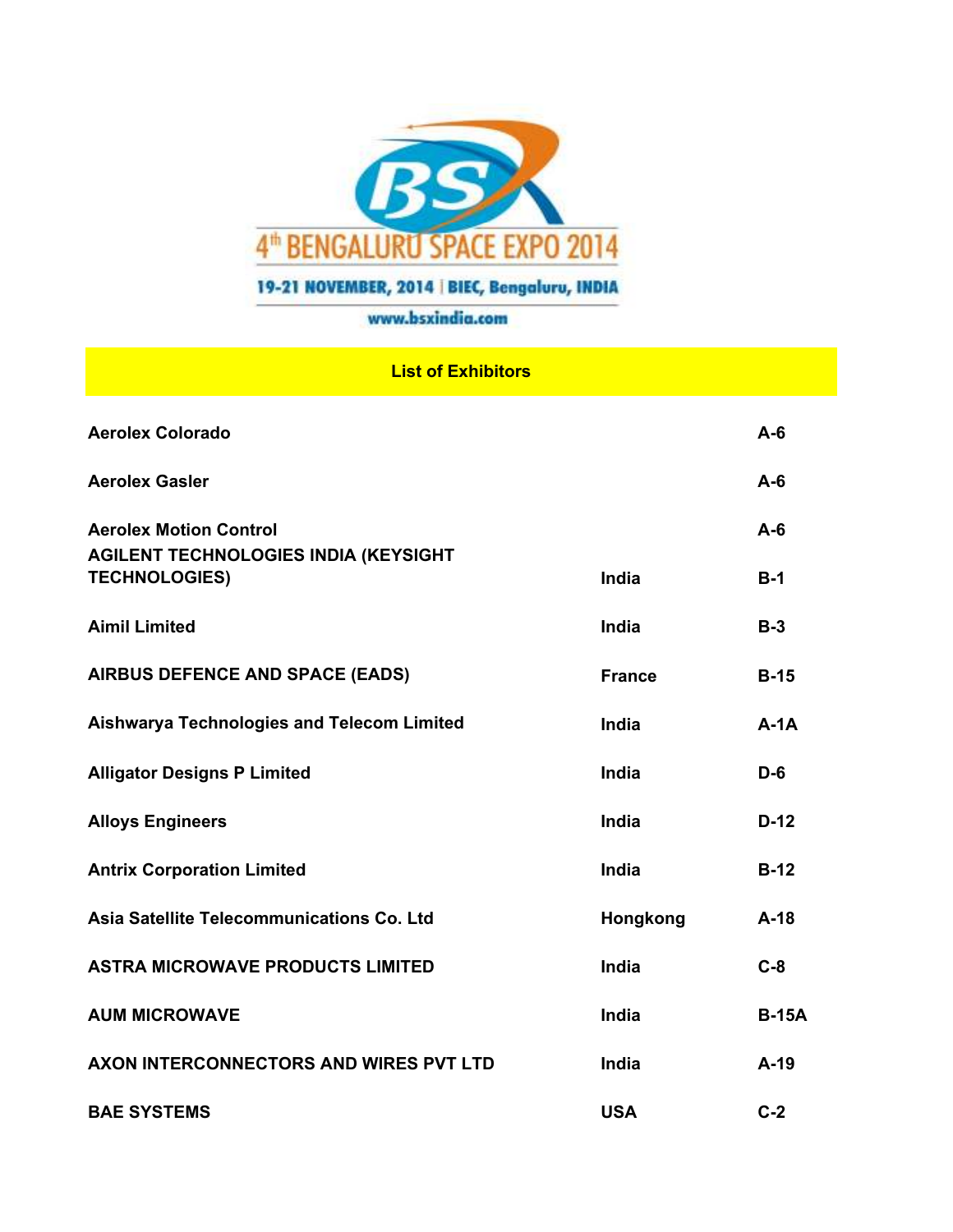4th BENGALURU SPACE EXPO 2014

19-21 NOVEMBER, 2014 | BIEC, Bengaluru, INDIA

www.bsxindia.com

## List of Exhibitors

| Exhibitor | Country | Stall |
|---|---|---|
| **Aerolex Colorado** | | **A-6** |
| **Aerolex Gasler** | | **A-6** |
| **Aerolex Motion Control** | | **A-6** |
| **AGILENT TECHNOLOGIES INDIA (KEYSIGHT TECHNOLOGIES)** | **India** | **B-1** |
| **Aimil Limited** | **India** | **B-3** |
| **AIRBUS DEFENCE AND SPACE (EADS)** | **France** | **B-15** |
| **Aishwarya Technologies and Telecom Limited** | **India** | **A-1A** |
| **Alligator Designs P Limited** | **India** | **D-6** |
| **Alloys Engineers** | **India** | **D-12** |
| **Antrix Corporation Limited** | **India** | **B-12** |
| **Asia Satellite Telecommunications Co. Ltd** | **Hongkong** | **A-18** |
| **ASTRA MICROWAVE PRODUCTS LIMITED** | **India** | **C-8** |
| **AUM MICROWAVE** | **India** | **B-15A** |
| **AXON INTERCONNECTORS AND WIRES PVT LTD** | **India** | **A-19** |
| **BAE SYSTEMS** | **USA** | **C-2** |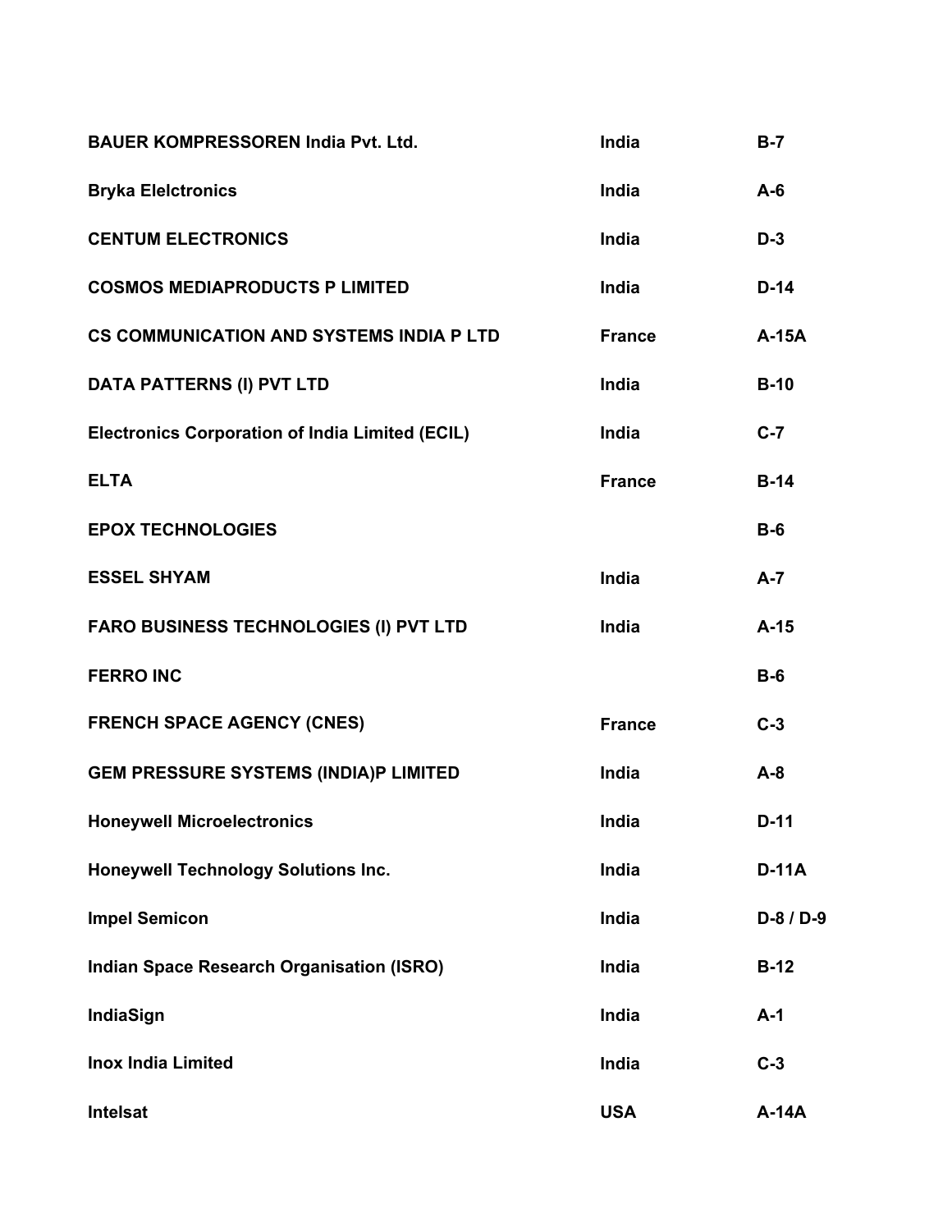| | | |
|---|---|---|
| **BAUER KOMPRESSOREN India Pvt. Ltd.** | **India** | **B-7** |
| **Bryka Elelctronics** | **India** | **A-6** |
| **CENTUM ELECTRONICS** | **India** | **D-3** |
| **COSMOS MEDIAPRODUCTS P LIMITED** | **India** | **D-14** |
| **CS COMMUNICATION AND SYSTEMS INDIA P LTD** | **France** | **A-15A** |
| **DATA PATTERNS (I) PVT LTD** | **India** | **B-10** |
| **Electronics Corporation of India Limited (ECIL)** | **India** | **C-7** |
| **ELTA** | **France** | **B-14** |
| **EPOX TECHNOLOGIES** | | **B-6** |
| **ESSEL SHYAM** | **India** | **A-7** |
| **FARO BUSINESS TECHNOLOGIES (I) PVT LTD** | **India** | **A-15** |
| **FERRO INC** | | **B-6** |
| **FRENCH SPACE AGENCY (CNES)** | **France** | **C-3** |
| **GEM PRESSURE SYSTEMS (INDIA)P LIMITED** | **India** | **A-8** |
| **Honeywell Microelectronics** | **India** | **D-11** |
| **Honeywell Technology Solutions Inc.** | **India** | **D-11A** |
| **Impel Semicon** | **India** | **D-8 / D-9** |
| **Indian Space Research Organisation (ISRO)** | **India** | **B-12** |
| **IndiaSign** | **India** | **A-1** |
| **Inox India Limited** | **India** | **C-3** |
| **Intelsat** | **USA** | **A-14A** |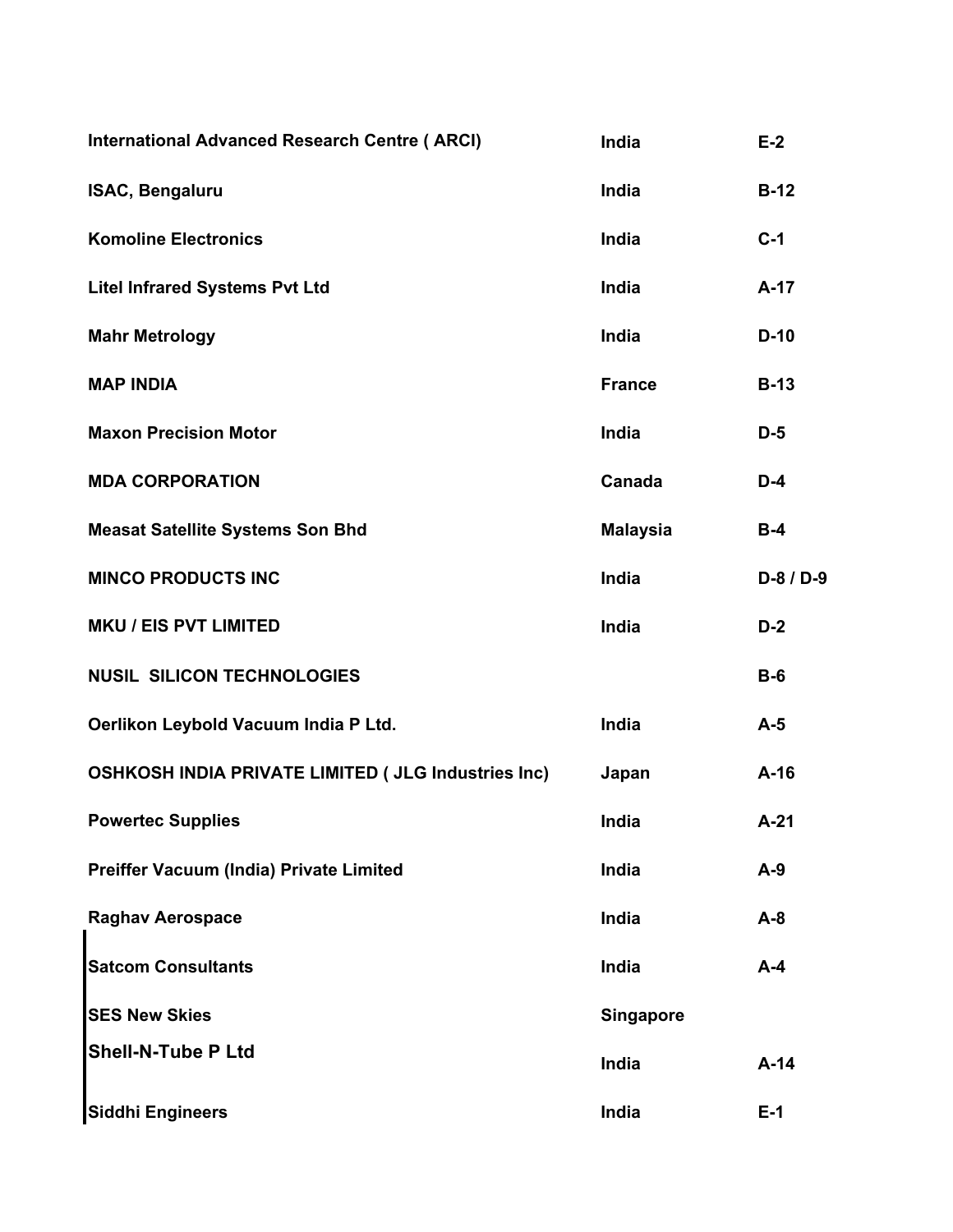| | | |
|---|---|---|
| **International Advanced Research Centre ( ARCI)** | **India** | **E-2** |
| **ISAC, Bengaluru** | **India** | **B-12** |
| **Komoline Electronics** | **India** | **C-1** |
| **Litel Infrared Systems Pvt Ltd** | **India** | **A-17** |
| **Mahr Metrology** | **India** | **D-10** |
| **MAP INDIA** | **France** | **B-13** |
| **Maxon Precision Motor** | **India** | **D-5** |
| **MDA CORPORATION** | **Canada** | **D-4** |
| **Measat Satellite Systems Son Bhd** | **Malaysia** | **B-4** |
| **MINCO PRODUCTS INC** | **India** | **D-8 / D-9** |
| **MKU / EIS PVT LIMITED** | **India** | **D-2** |
| **NUSIL SILICON TECHNOLOGIES** | | **B-6** |
| **Oerlikon Leybold Vacuum India P Ltd.** | **India** | **A-5** |
| **OSHKOSH INDIA PRIVATE LIMITED ( JLG Industries Inc)** | **Japan** | **A-16** |
| **Powertec Supplies** | **India** | **A-21** |
| **Preiffer Vacuum (India) Private Limited** | **India** | **A-9** |
| **Raghav Aerospace** | **India** | **A-8** |
| **Satcom Consultants** | **India** | **A-4** |
| **SES New Skies** | **Singapore** | |
| **Shell-N-Tube P Ltd** | **India** | **A-14** |
| **Siddhi Engineers** | **India** | **E-1** |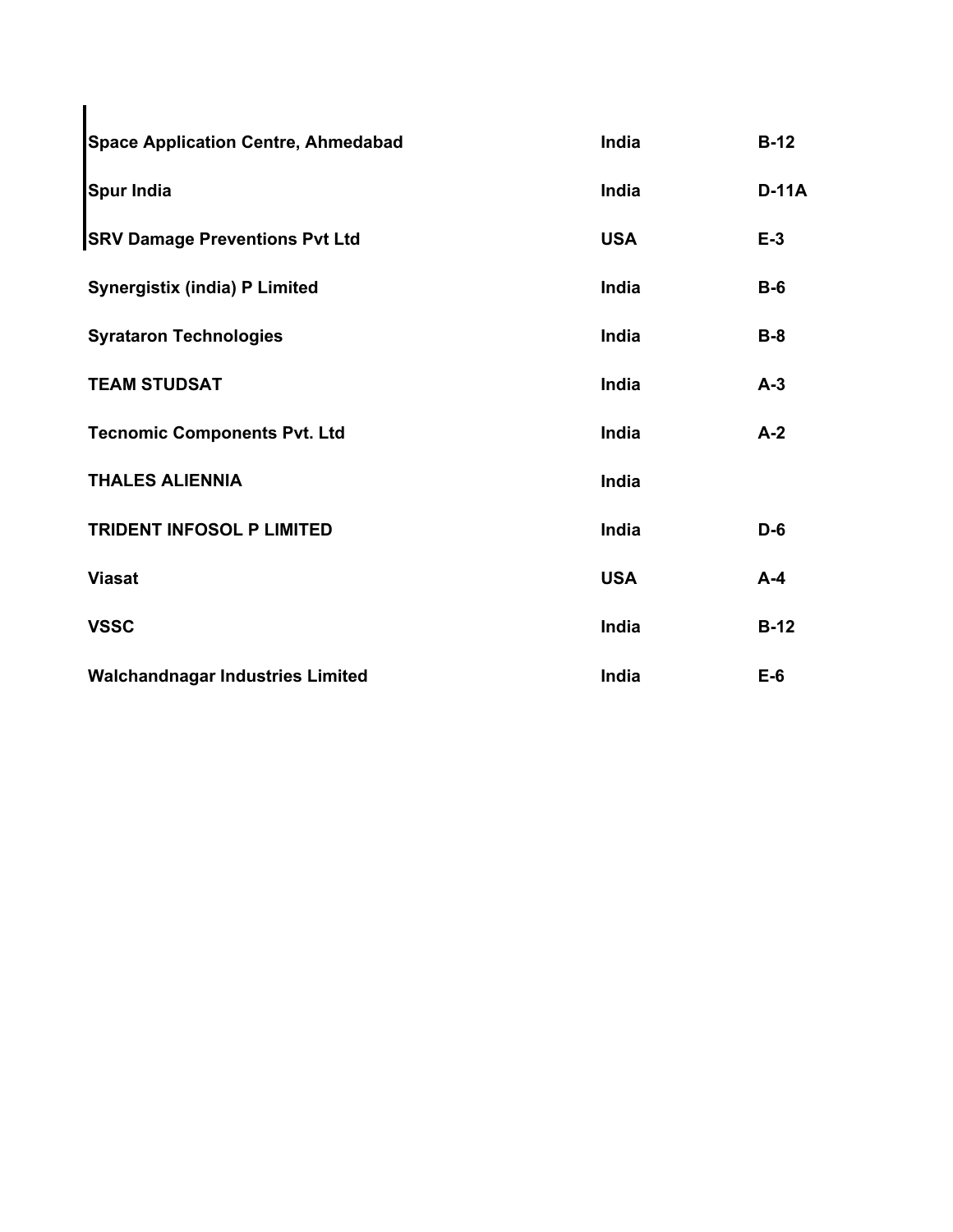| | | |
|---|---|---|
| Space Application Centre, Ahmedabad | India | B-12 |
| Spur India | India | D-11A |
| SRV Damage Preventions Pvt Ltd | USA | E-3 |
| Synergistix (india) P Limited | India | B-6 |
| Syrataron Technologies | India | B-8 |
| TEAM STUDSAT | India | A-3 |
| Tecnomic Components Pvt. Ltd | India | A-2 |
| THALES ALIENNIA | India | |
| TRIDENT INFOSOL P LIMITED | India | D-6 |
| Viasat | USA | A-4 |
| VSSC | India | B-12 |
| Walchandnagar Industries Limited | India | E-6 |